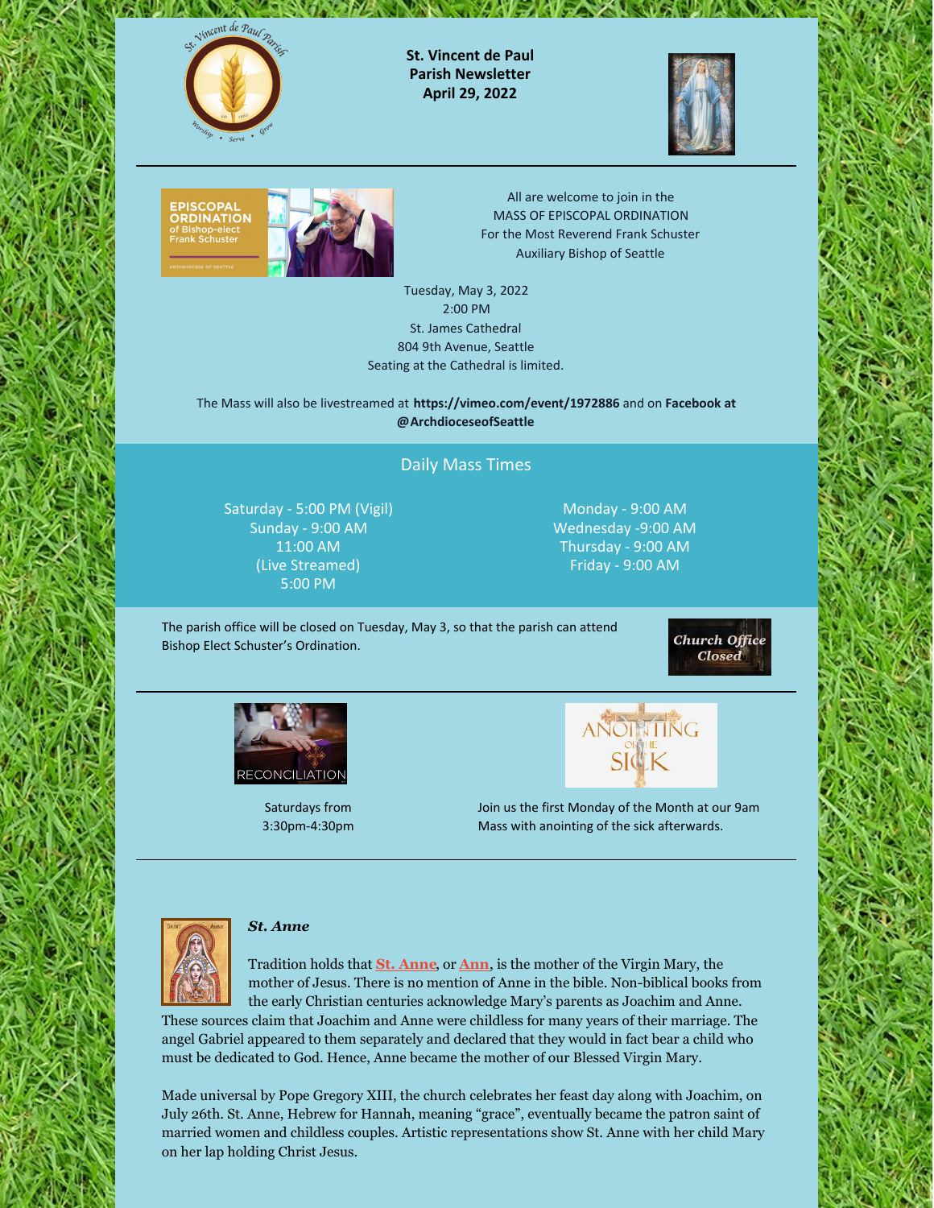# St. Vincent de Paul Parish Newsletter April 29, 2022

All are welcome to join in the
MASS OF EPISCOPAL ORDINATION
For the Most Reverend Frank Schuster
Auxiliary Bishop of Seattle

Tuesday, May 3, 2022
2:00 PM
St. James Cathedral
804 9th Avenue, Seattle
Seating at the Cathedral is limited.

The Mass will also be livestreamed at **https://vimeo.com/event/1972886** and on **Facebook at @ArchdioceseofSeattle**

## Daily Mass Times

Saturday - 5:00 PM (Vigil)
Sunday - 9:00 AM
11:00 AM
(Live Streamed)
5:00 PM

Monday - 9:00 AM
Wednesday -9:00 AM
Thursday - 9:00 AM
Friday - 9:00 AM

The parish office will be closed on Tuesday, May 3, so that the parish can attend Bishop Elect Schuster's Ordination.

**Reconciliation**

Saturdays from
3:30pm-4:30pm

**Anointing of the Sick**

Join us the first Monday of the Month at our 9am Mass with anointing of the sick afterwards.

### *St. Anne*

Tradition holds that **St. Anne**, or **Ann**, is the mother of the Virgin Mary, the mother of Jesus. There is no mention of Anne in the bible. Non-biblical books from the early Christian centuries acknowledge Mary's parents as Joachim and Anne. These sources claim that Joachim and Anne were childless for many years of their marriage. The angel Gabriel appeared to them separately and declared that they would in fact bear a child who must be dedicated to God. Hence, Anne became the mother of our Blessed Virgin Mary.

Made universal by Pope Gregory XIII, the church celebrates her feast day along with Joachim, on July 26th. St. Anne, Hebrew for Hannah, meaning "grace", eventually became the patron saint of married women and childless couples. Artistic representations show St. Anne with her child Mary on her lap holding Christ Jesus.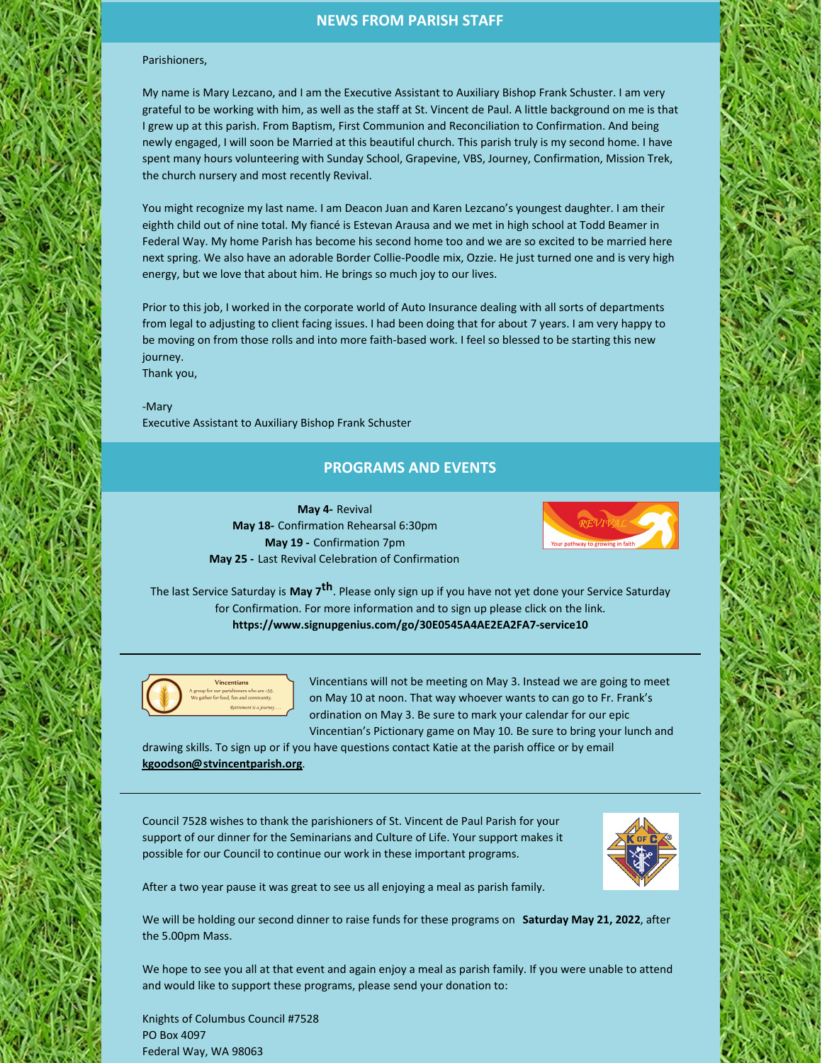## NEWS FROM PARISH STAFF

Parishioners,

My name is Mary Lezcano, and I am the Executive Assistant to Auxiliary Bishop Frank Schuster. I am very grateful to be working with him, as well as the staff at St. Vincent de Paul. A little background on me is that I grew up at this parish. From Baptism, First Communion and Reconciliation to Confirmation. And being newly engaged, I will soon be Married at this beautiful church. This parish truly is my second home. I have spent many hours volunteering with Sunday School, Grapevine, VBS, Journey, Confirmation, Mission Trek, the church nursery and most recently Revival.

You might recognize my last name. I am Deacon Juan and Karen Lezcano's youngest daughter. I am their eighth child out of nine total. My fiancé is Estevan Arausa and we met in high school at Todd Beamer in Federal Way. My home Parish has become his second home too and we are so excited to be married here next spring. We also have an adorable Border Collie-Poodle mix, Ozzie. He just turned one and is very high energy, but we love that about him. He brings so much joy to our lives.

Prior to this job, I worked in the corporate world of Auto Insurance dealing with all sorts of departments from legal to adjusting to client facing issues. I had been doing that for about 7 years. I am very happy to be moving on from those rolls and into more faith-based work. I feel so blessed to be starting this new journey.

Thank you,

-Mary
Executive Assistant to Auxiliary Bishop Frank Schuster

## PROGRAMS AND EVENTS

**May 4-** Revival
**May 18-** Confirmation Rehearsal 6:30pm
**May 19 -** Confirmation 7pm
**May 25 -** Last Revival Celebration of Confirmation

The last Service Saturday is **May 7th**. Please only sign up if you have not yet done your Service Saturday for Confirmation. For more information and to sign up please click on the link.
**https://www.signupgenius.com/go/30E0545A4AE2EA2FA7-service10**

---

Vincentians will not be meeting on May 3. Instead we are going to meet on May 10 at noon. That way whoever wants to can go to Fr. Frank's ordination on May 3. Be sure to mark your calendar for our epic Vincentian's Pictionary game on May 10. Be sure to bring your lunch and drawing skills. To sign up or if you have questions contact Katie at the parish office or by email **kgoodson@stvincentparish.org**.

---

Council 7528 wishes to thank the parishioners of St. Vincent de Paul Parish for your support of our dinner for the Seminarians and Culture of Life. Your support makes it possible for our Council to continue our work in these important programs.

After a two year pause it was great to see us all enjoying a meal as parish family.

We will be holding our second dinner to raise funds for these programs on **Saturday May 21, 2022**, after the 5.00pm Mass.

We hope to see you all at that event and again enjoy a meal as parish family. If you were unable to attend and would like to support these programs, please send your donation to:

Knights of Columbus Council #7528
PO Box 4097
Federal Way, WA 98063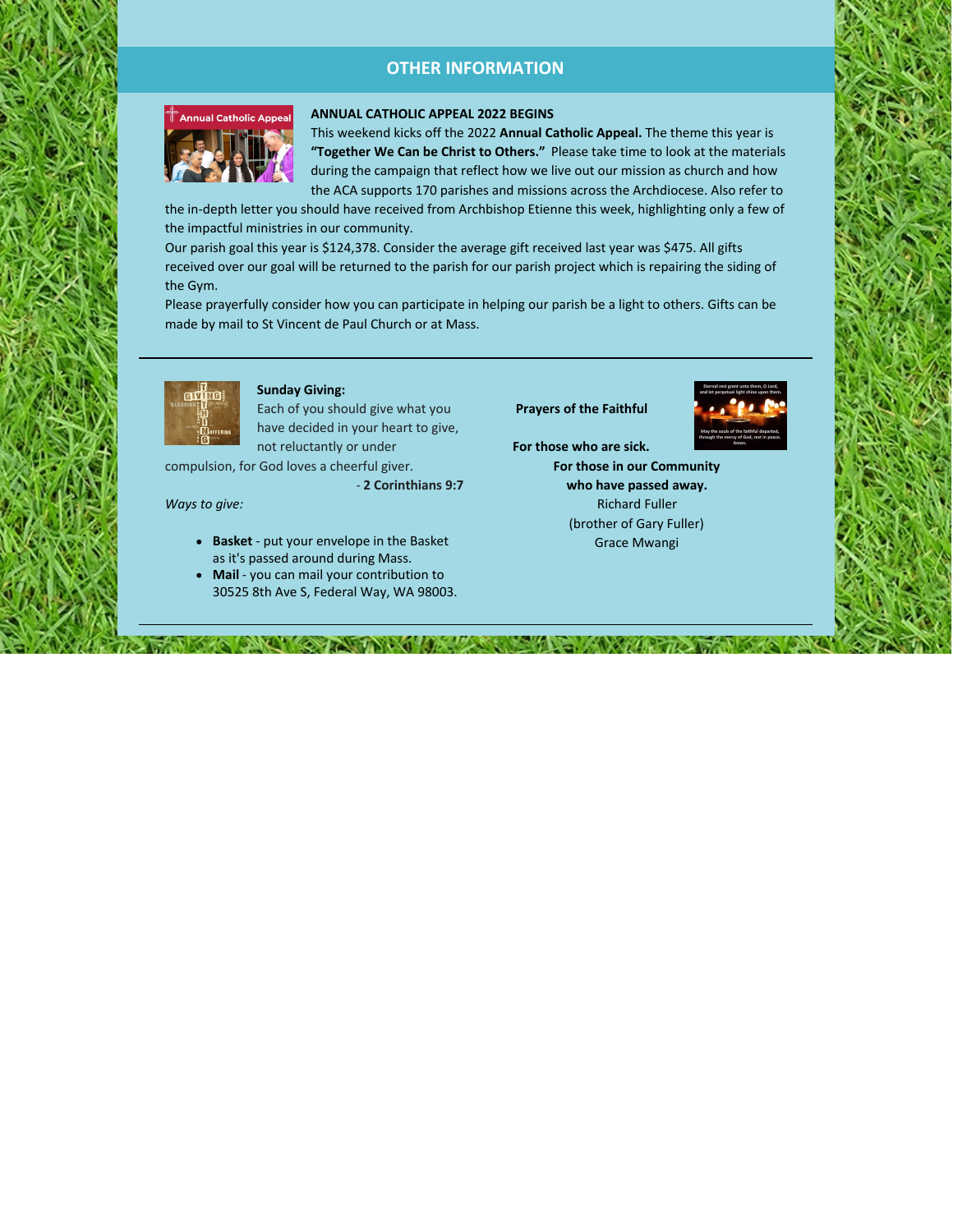## OTHER INFORMATION

**ANNUAL CATHOLIC APPEAL 2022 BEGINS**

This weekend kicks off the 2022 **Annual Catholic Appeal.** The theme this year is **"Together We Can be Christ to Others."** Please take time to look at the materials during the campaign that reflect how we live out our mission as church and how the ACA supports 170 parishes and missions across the Archdiocese. Also refer to the in-depth letter you should have received from Archbishop Etienne this week, highlighting only a few of the impactful ministries in our community.

Our parish goal this year is $124,378. Consider the average gift received last year was $475. All gifts received over our goal will be returned to the parish for our parish project which is repairing the siding of the Gym.

Please prayerfully consider how you can participate in helping our parish be a light to others. Gifts can be made by mail to St Vincent de Paul Church or at Mass.

---

**Sunday Giving:**

Each of you should give what you have decided in your heart to give, not reluctantly or under compulsion, for God loves a cheerful giver.

- **2 Corinthians 9:7**

*Ways to give:*

- **Basket** - put your envelope in the Basket as it's passed around during Mass.
- **Mail** - you can mail your contribution to 30525 8th Ave S, Federal Way, WA 98003.

**Prayers of the Faithful**

**For those who are sick.**

**For those in our Community who have passed away.**

Richard Fuller
(brother of Gary Fuller)
Grace Mwangi